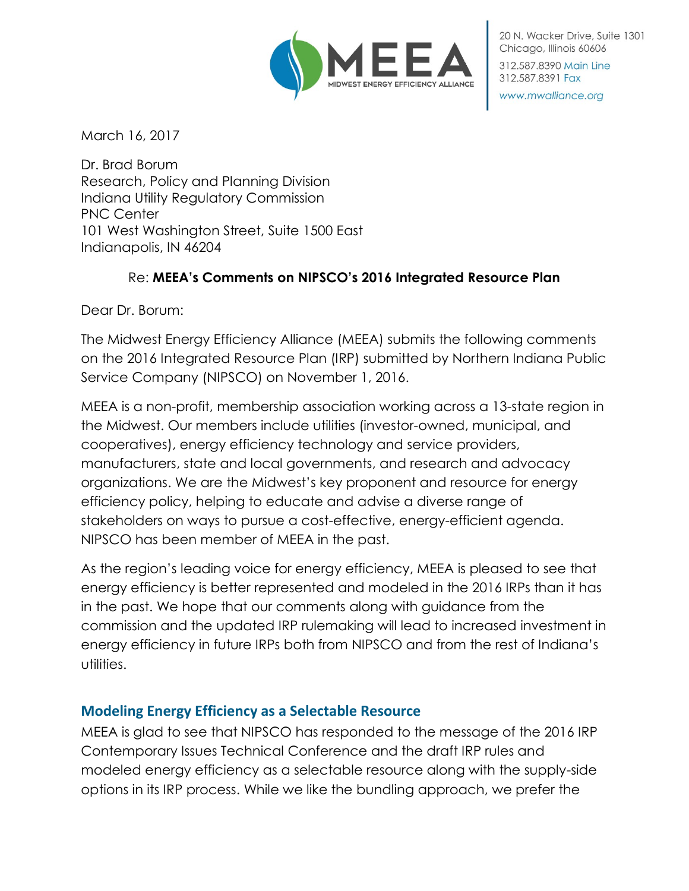MEEA
MIDWEST ENERGY EFFICIENCY ALLIANCE

20 N. Wacker Drive, Suite 1301
Chicago, Illinois 60606
312.587.8390 Main Line
312.587.8391 Fax
www.mwalliance.org

March 16, 2017

Dr. Brad Borum
Research, Policy and Planning Division
Indiana Utility Regulatory Commission
PNC Center
101 West Washington Street, Suite 1500 East
Indianapolis, IN 46204

Re: **MEEA's Comments on NIPSCO's 2016 Integrated Resource Plan**

Dear Dr. Borum:

The Midwest Energy Efficiency Alliance (MEEA) submits the following comments on the 2016 Integrated Resource Plan (IRP) submitted by Northern Indiana Public Service Company (NIPSCO) on November 1, 2016.

MEEA is a non-profit, membership association working across a 13-state region in the Midwest. Our members include utilities (investor-owned, municipal, and cooperatives), energy efficiency technology and service providers, manufacturers, state and local governments, and research and advocacy organizations. We are the Midwest's key proponent and resource for energy efficiency policy, helping to educate and advise a diverse range of stakeholders on ways to pursue a cost-effective, energy-efficient agenda. NIPSCO has been member of MEEA in the past.

As the region's leading voice for energy efficiency, MEEA is pleased to see that energy efficiency is better represented and modeled in the 2016 IRPs than it has in the past. We hope that our comments along with guidance from the commission and the updated IRP rulemaking will lead to increased investment in energy efficiency in future IRPs both from NIPSCO and from the rest of Indiana's utilities.

## Modeling Energy Efficiency as a Selectable Resource

MEEA is glad to see that NIPSCO has responded to the message of the 2016 IRP Contemporary Issues Technical Conference and the draft IRP rules and modeled energy efficiency as a selectable resource along with the supply-side options in its IRP process. While we like the bundling approach, we prefer the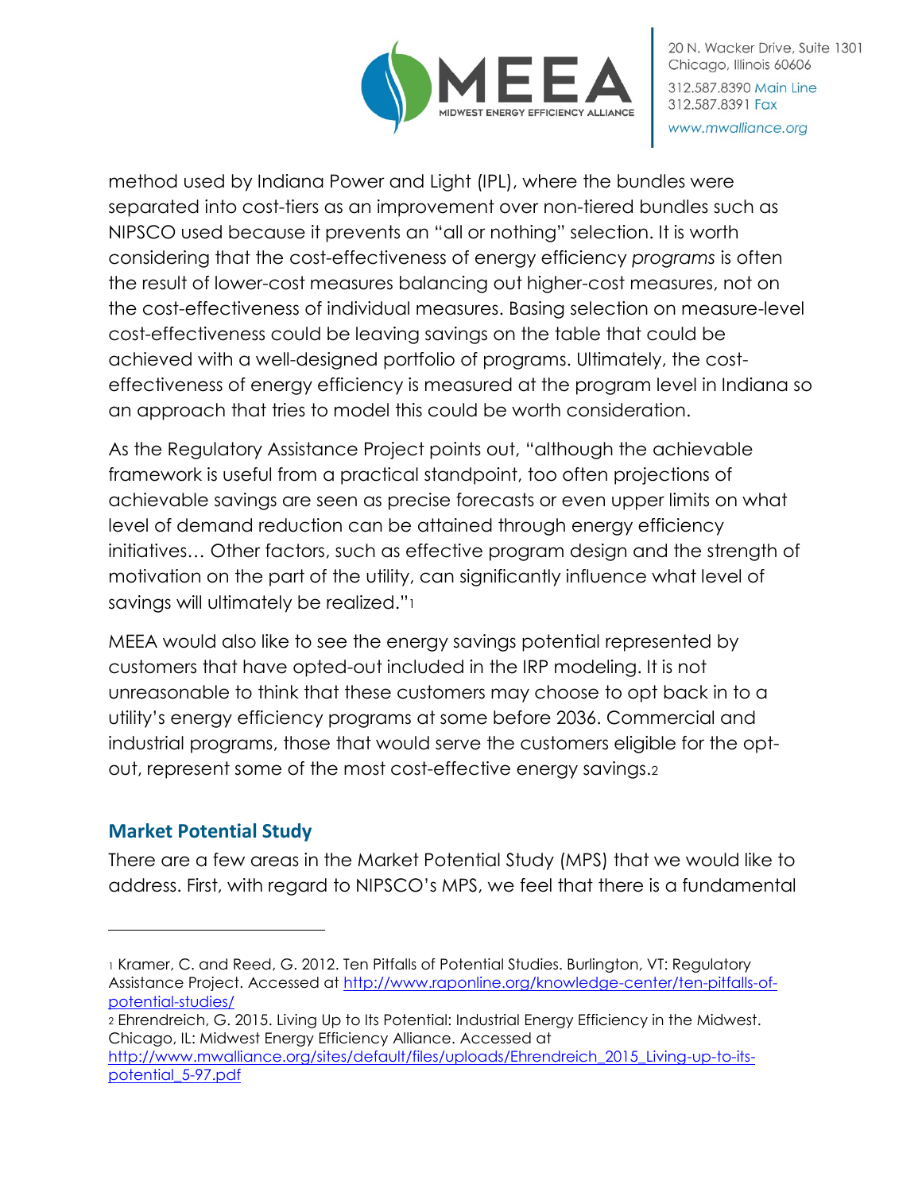method used by Indiana Power and Light (IPL), where the bundles were separated into cost-tiers as an improvement over non-tiered bundles such as NIPSCO used because it prevents an "all or nothing" selection. It is worth considering that the cost-effectiveness of energy efficiency *programs* is often the result of lower-cost measures balancing out higher-cost measures, not on the cost-effectiveness of individual measures. Basing selection on measure-level cost-effectiveness could be leaving savings on the table that could be achieved with a well-designed portfolio of programs. Ultimately, the cost-effectiveness of energy efficiency is measured at the program level in Indiana so an approach that tries to model this could be worth consideration.

As the Regulatory Assistance Project points out, "although the achievable framework is useful from a practical standpoint, too often projections of achievable savings are seen as precise forecasts or even upper limits on what level of demand reduction can be attained through energy efficiency initiatives… Other factors, such as effective program design and the strength of motivation on the part of the utility, can significantly influence what level of savings will ultimately be realized."[1]

MEEA would also like to see the energy savings potential represented by customers that have opted-out included in the IRP modeling. It is not unreasonable to think that these customers may choose to opt back in to a utility's energy efficiency programs at some before 2036. Commercial and industrial programs, those that would serve the customers eligible for the opt-out, represent some of the most cost-effective energy savings.[2]

## Market Potential Study

There are a few areas in the Market Potential Study (MPS) that we would like to address. First, with regard to NIPSCO's MPS, we feel that there is a fundamental

---

[1] Kramer, C. and Reed, G. 2012. Ten Pitfalls of Potential Studies. Burlington, VT: Regulatory Assistance Project. Accessed at http://www.raponline.org/knowledge-center/ten-pitfalls-of-potential-studies/

[2] Ehrendreich, G. 2015. Living Up to Its Potential: Industrial Energy Efficiency in the Midwest. Chicago, IL: Midwest Energy Efficiency Alliance. Accessed at http://www.mwalliance.org/sites/default/files/uploads/Ehrendreich_2015_Living-up-to-its-potential_5-97.pdf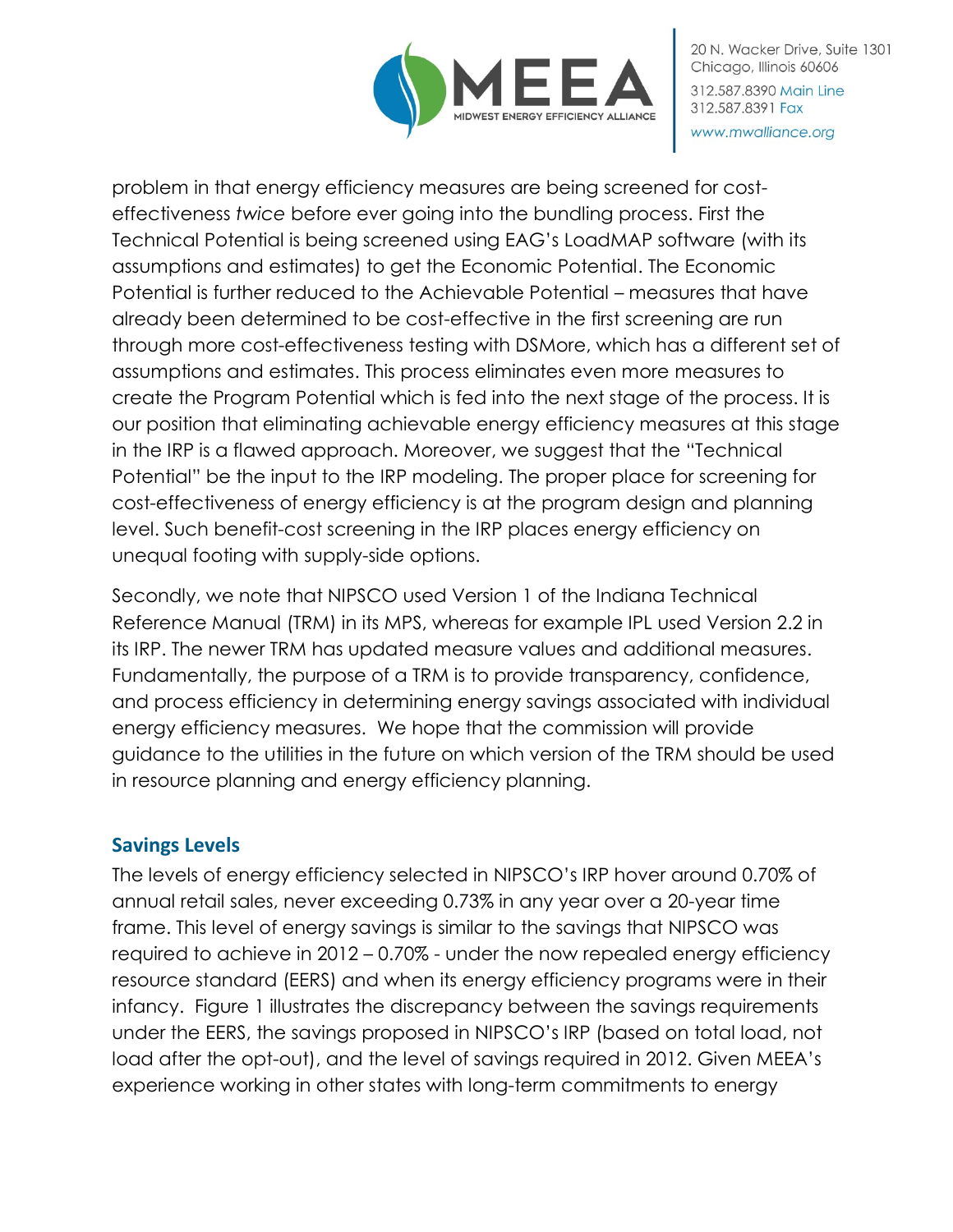problem in that energy efficiency measures are being screened for cost-effectiveness *twice* before ever going into the bundling process. First the Technical Potential is being screened using EAG's LoadMAP software (with its assumptions and estimates) to get the Economic Potential. The Economic Potential is further reduced to the Achievable Potential – measures that have already been determined to be cost-effective in the first screening are run through more cost-effectiveness testing with DSMore, which has a different set of assumptions and estimates. This process eliminates even more measures to create the Program Potential which is fed into the next stage of the process. It is our position that eliminating achievable energy efficiency measures at this stage in the IRP is a flawed approach. Moreover, we suggest that the "Technical Potential" be the input to the IRP modeling. The proper place for screening for cost-effectiveness of energy efficiency is at the program design and planning level. Such benefit-cost screening in the IRP places energy efficiency on unequal footing with supply-side options.

Secondly, we note that NIPSCO used Version 1 of the Indiana Technical Reference Manual (TRM) in its MPS, whereas for example IPL used Version 2.2 in its IRP. The newer TRM has updated measure values and additional measures. Fundamentally, the purpose of a TRM is to provide transparency, confidence, and process efficiency in determining energy savings associated with individual energy efficiency measures. We hope that the commission will provide guidance to the utilities in the future on which version of the TRM should be used in resource planning and energy efficiency planning.

## Savings Levels

The levels of energy efficiency selected in NIPSCO's IRP hover around 0.70% of annual retail sales, never exceeding 0.73% in any year over a 20-year time frame. This level of energy savings is similar to the savings that NIPSCO was required to achieve in 2012 – 0.70% - under the now repealed energy efficiency resource standard (EERS) and when its energy efficiency programs were in their infancy. Figure 1 illustrates the discrepancy between the savings requirements under the EERS, the savings proposed in NIPSCO's IRP (based on total load, not load after the opt-out), and the level of savings required in 2012. Given MEEA's experience working in other states with long-term commitments to energy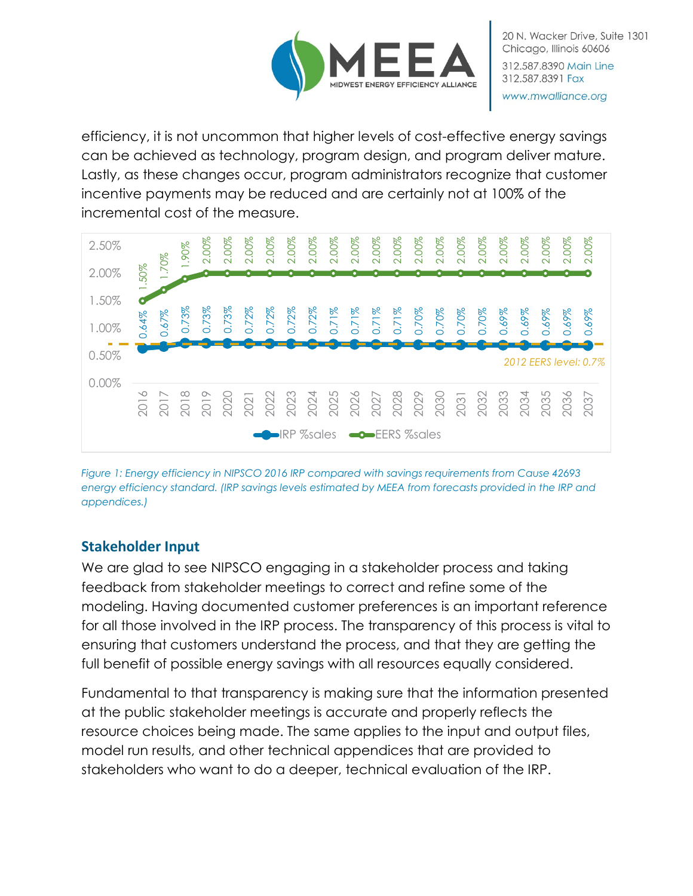efficiency, it is not uncommon that higher levels of cost-effective energy savings can be achieved as technology, program design, and program deliver mature. Lastly, as these changes occur, program administrators recognize that customer incentive payments may be reduced and are certainly not at 100% of the incremental cost of the measure.

| Year | IRP %sales | EERS %sales |
|---|---|---|
| 2016 | 0.64% | 1.50% |
| 2017 | 0.67% | 1.70% |
| 2018 | 0.73% | 1.90% |
| 2019 | 0.73% | 2.00% |
| 2020 | 0.73% | 2.00% |
| 2021 | 0.72% | 2.00% |
| 2022 | 0.72% | 2.00% |
| 2023 | 0.72% | 2.00% |
| 2024 | 0.72% | 2.00% |
| 2025 | 0.71% | 2.00% |
| 2026 | 0.71% | 2.00% |
| 2027 | 0.71% | 2.00% |
| 2028 | 0.71% | 2.00% |
| 2029 | 0.70% | 2.00% |
| 2030 | 0.70% | 2.00% |
| 2031 | 0.70% | 2.00% |
| 2032 | 0.70% | 2.00% |
| 2033 | 0.69% | 2.00% |
| 2034 | 0.69% | 2.00% |
| 2035 | 0.69% | 2.00% |
| 2036 | 0.69% | 2.00% |
| 2037 | 0.69% | 2.00% |

2012 EERS level: 0.7%

*Figure 1: Energy efficiency in NIPSCO 2016 IRP compared with savings requirements from Cause 42693 energy efficiency standard. (IRP savings levels estimated by MEEA from forecasts provided in the IRP and appendices.)*

## Stakeholder Input

We are glad to see NIPSCO engaging in a stakeholder process and taking feedback from stakeholder meetings to correct and refine some of the modeling. Having documented customer preferences is an important reference for all those involved in the IRP process. The transparency of this process is vital to ensuring that customers understand the process, and that they are getting the full benefit of possible energy savings with all resources equally considered.

Fundamental to that transparency is making sure that the information presented at the public stakeholder meetings is accurate and properly reflects the resource choices being made. The same applies to the input and output files, model run results, and other technical appendices that are provided to stakeholders who want to do a deeper, technical evaluation of the IRP.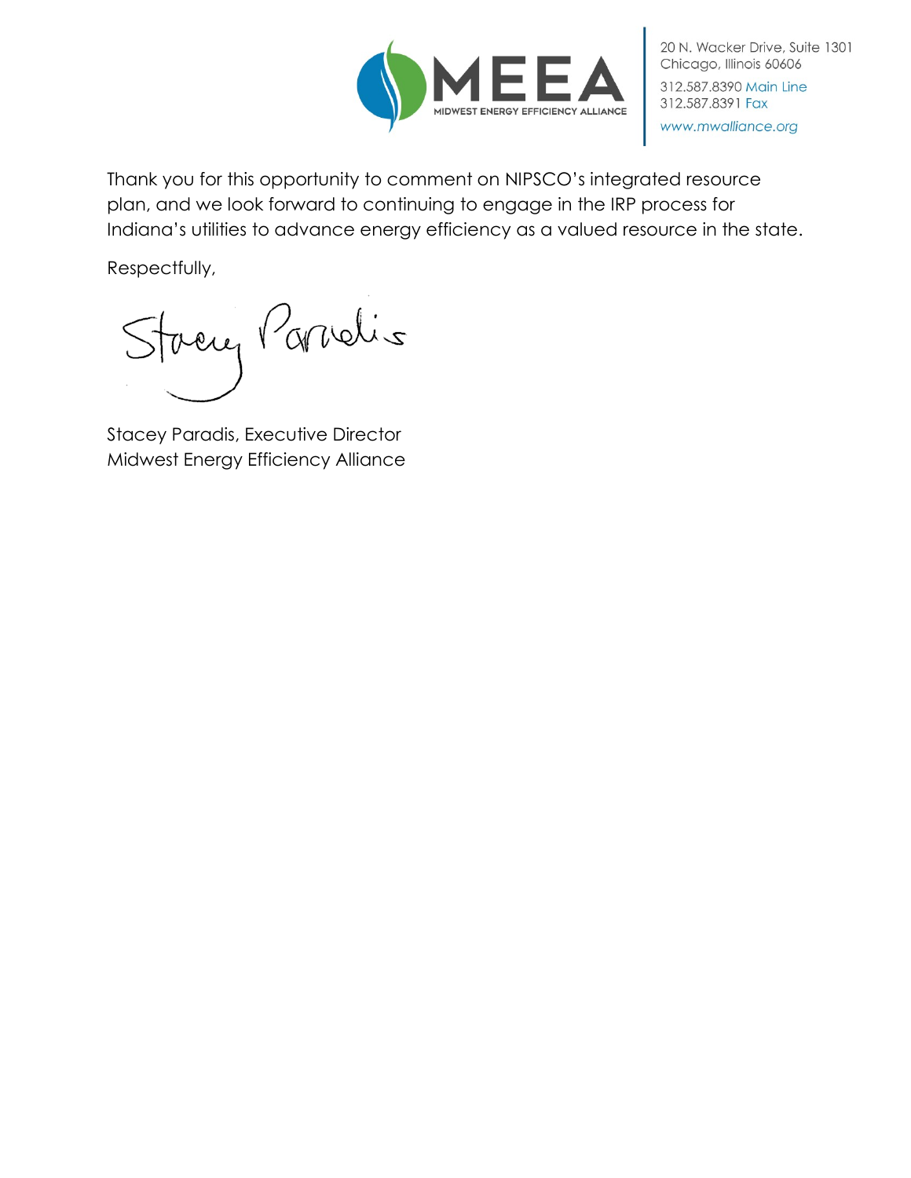Thank you for this opportunity to comment on NIPSCO's integrated resource plan, and we look forward to continuing to engage in the IRP process for Indiana's utilities to advance energy efficiency as a valued resource in the state.

Respectfully,

Stacey Paradis, Executive Director
Midwest Energy Efficiency Alliance